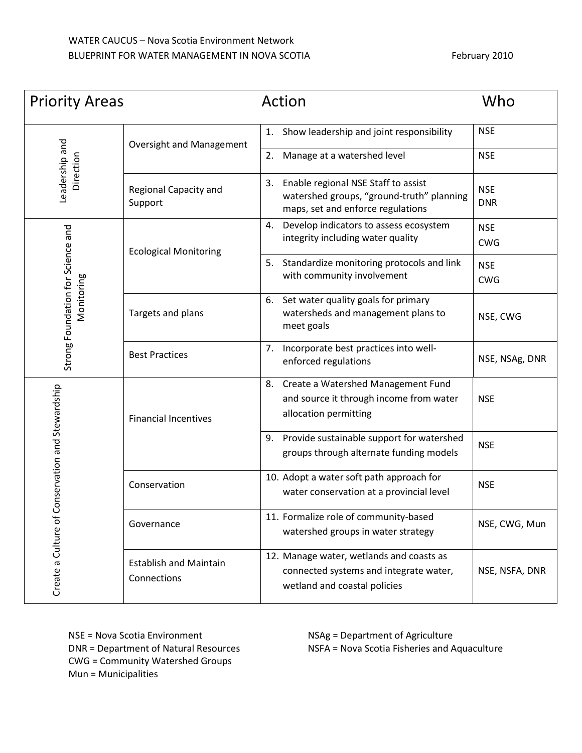WATER CAUCUS – Nova Scotia Environment Network

BLUEPRINT FOR WATER MANAGEMENT IN NOVA SCOTIA

February 2010

| Priority Areas | | Action | Who |
|---|---|---|---|
| Leadership and Direction | Oversight and Management | 1. Show leadership and joint responsibility | NSE |
| | | 2. Manage at a watershed level | NSE |
| | Regional Capacity and Support | 3. Enable regional NSE Staff to assist watershed groups, "ground-truth" planning maps, set and enforce regulations | NSE DNR |
| Strong Foundation for Science and Monitoring | Ecological Monitoring | 4. Develop indicators to assess ecosystem integrity including water quality | NSE CWG |
| | | 5. Standardize monitoring protocols and link with community involvement | NSE CWG |
| | Targets and plans | 6. Set water quality goals for primary watersheds and management plans to meet goals | NSE, CWG |
| | Best Practices | 7. Incorporate best practices into well-enforced regulations | NSE, NSAg, DNR |
| Create a Culture of Conservation and Stewardship | Financial Incentives | 8. Create a Watershed Management Fund and source it through income from water allocation permitting | NSE |
| | | 9. Provide sustainable support for watershed groups through alternate funding models | NSE |
| | Conservation | 10. Adopt a water soft path approach for water conservation at a provincial level | NSE |
| | Governance | 11. Formalize role of community-based watershed groups in water strategy | NSE, CWG, Mun |
| | Establish and Maintain Connections | 12. Manage water, wetlands and coasts as connected systems and integrate water, wetland and coastal policies | NSE, NSFA, DNR |

NSE = Nova Scotia Environment
DNR = Department of Natural Resources
CWG = Community Watershed Groups
Mun = Municipalities
NSAg = Department of Agriculture
NSFA = Nova Scotia Fisheries and Aquaculture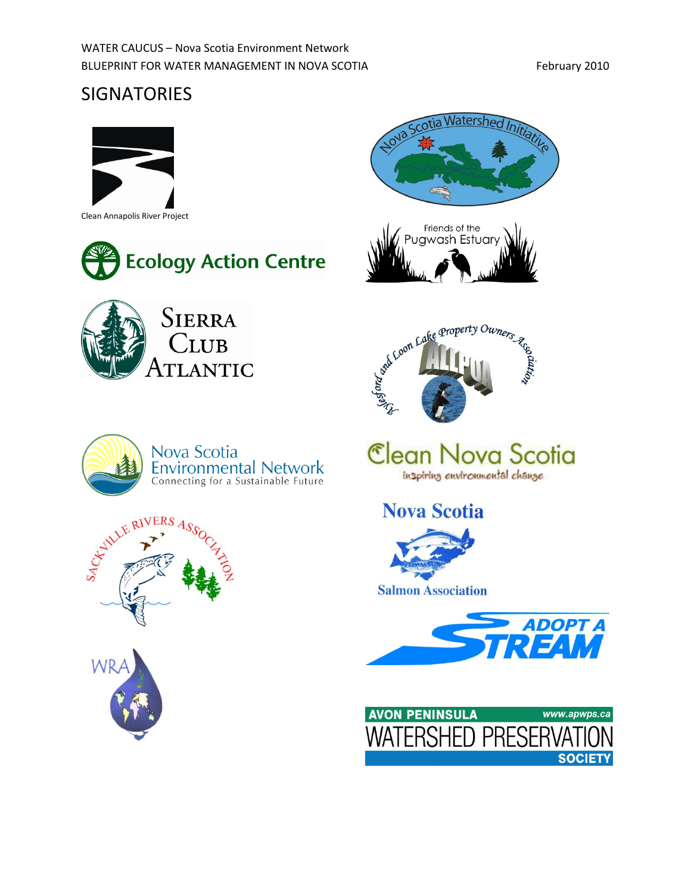# SIGNATORIES

Clean Annapolis River Project

Nova Scotia Watershed Initiative

Friends of the Pugwash Estuary

Ecology Action Centre

Sierra Club Atlantic

Aylesford and Loon Lake Property Owners Association

ALLPOA

Nova Scotia Environmental Network

Connecting for a Sustainable Future

Clean Nova Scotia

inspiring environmental change

Sackville Rivers Association

Nova Scotia Salmon Association

Adopt a Stream

WRA

AVON PENINSULA www.apwps.ca

WATERSHED PRESERVATION SOCIETY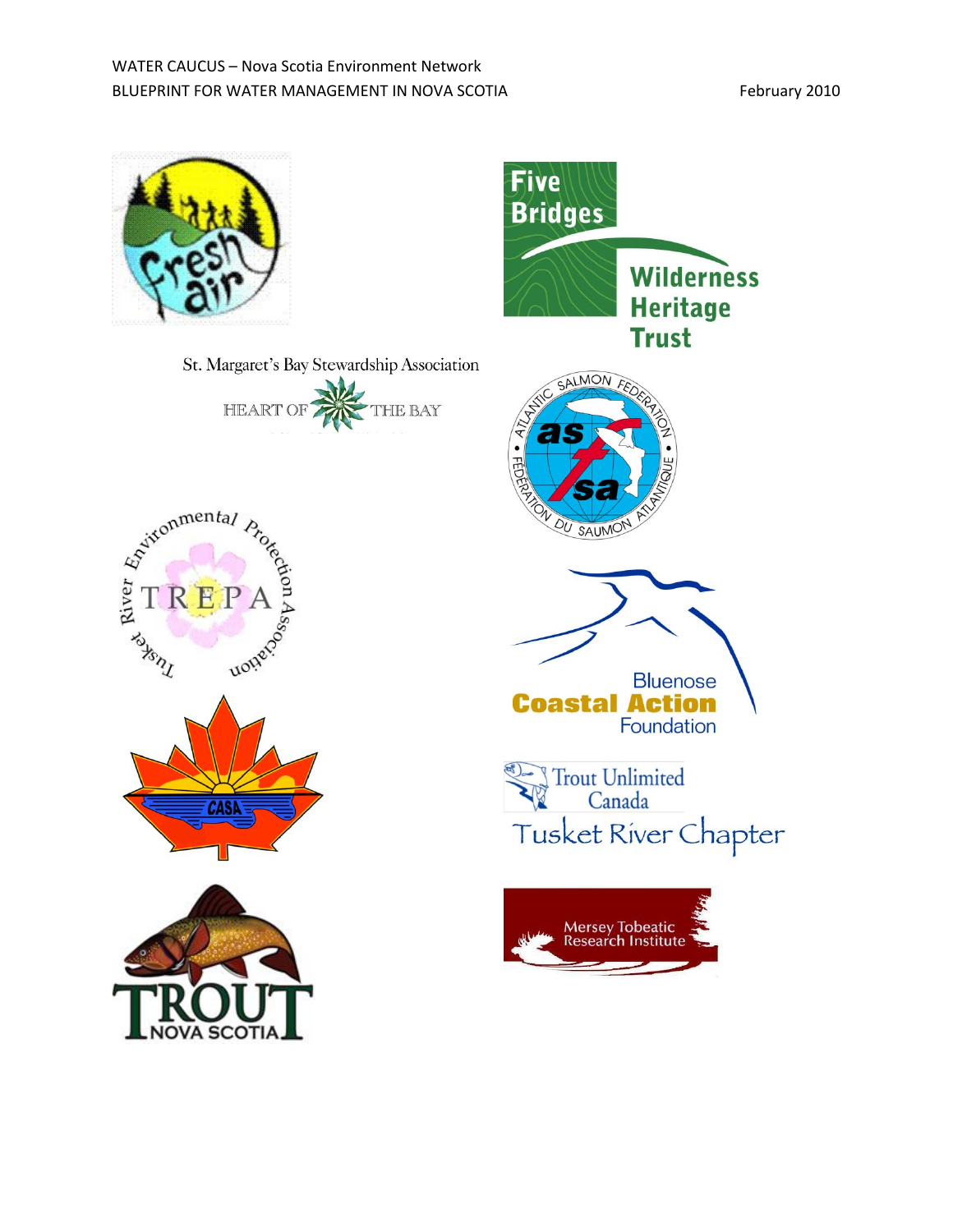Fresh Air

Five Bridges Wilderness Heritage Trust

St. Margaret's Bay Stewardship Association

HEART OF THE BAY

Atlantic Salmon Federation • Fédération du Saumon Atlantique

Tusket River Environmental Protection Association

TREPA

Bluenose Coastal Action Foundation

CASA

Trout Unlimited Canada

Tusket River Chapter

Mersey Tobeatic Research Institute

TROUT NOVA SCOTIA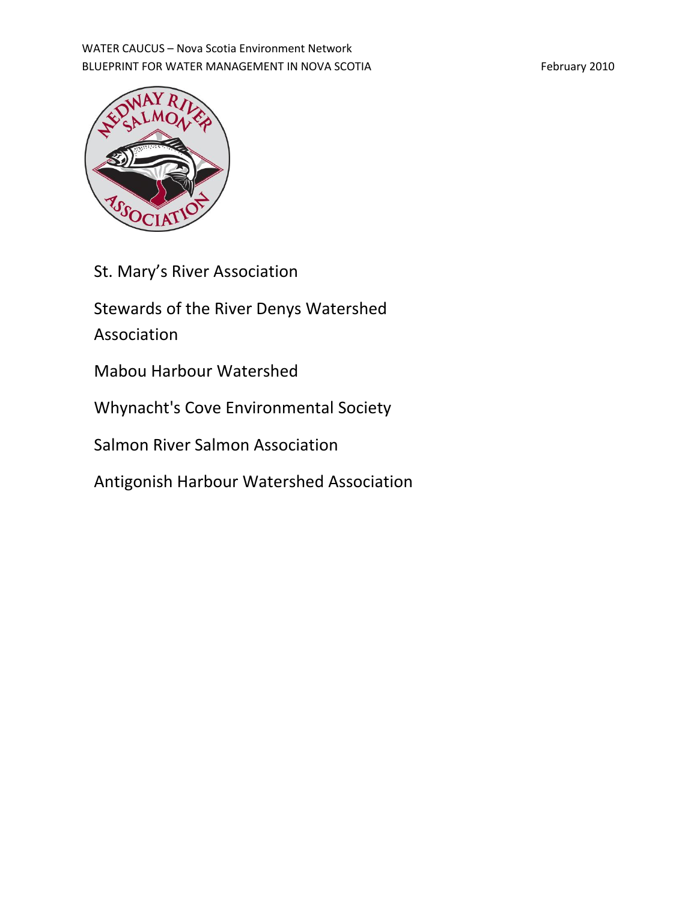St. Mary's River Association

Stewards of the River Denys Watershed Association

Mabou Harbour Watershed

Whynacht's Cove Environmental Society

Salmon River Salmon Association

Antigonish Harbour Watershed Association